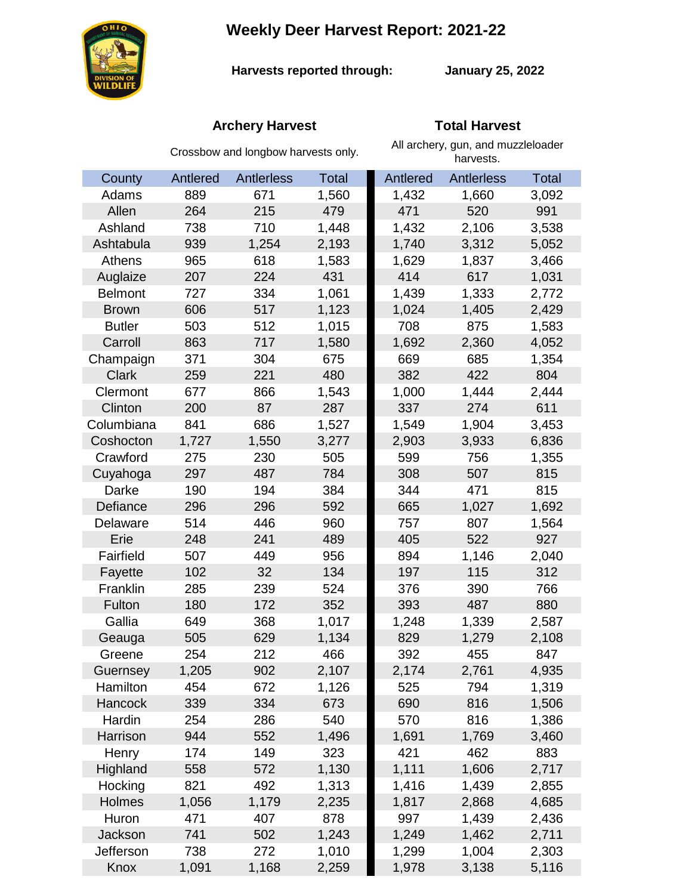# Weekly Deer Harvest Report: 2021-22

**Harvests reported through:** **January 25, 2022**

| County | Archery Harvest<br>Crossbow and longbow harvests only. | | | Total Harvest<br>All archery, gun, and muzzleloader harvests. | | |
|---|---|---|---|---|---|---|
| | Antlered | Antlerless | Total | Antlered | Antlerless | Total |
| Adams | 889 | 671 | 1,560 | 1,432 | 1,660 | 3,092 |
| Allen | 264 | 215 | 479 | 471 | 520 | 991 |
| Ashland | 738 | 710 | 1,448 | 1,432 | 2,106 | 3,538 |
| Ashtabula | 939 | 1,254 | 2,193 | 1,740 | 3,312 | 5,052 |
| Athens | 965 | 618 | 1,583 | 1,629 | 1,837 | 3,466 |
| Auglaize | 207 | 224 | 431 | 414 | 617 | 1,031 |
| Belmont | 727 | 334 | 1,061 | 1,439 | 1,333 | 2,772 |
| Brown | 606 | 517 | 1,123 | 1,024 | 1,405 | 2,429 |
| Butler | 503 | 512 | 1,015 | 708 | 875 | 1,583 |
| Carroll | 863 | 717 | 1,580 | 1,692 | 2,360 | 4,052 |
| Champaign | 371 | 304 | 675 | 669 | 685 | 1,354 |
| Clark | 259 | 221 | 480 | 382 | 422 | 804 |
| Clermont | 677 | 866 | 1,543 | 1,000 | 1,444 | 2,444 |
| Clinton | 200 | 87 | 287 | 337 | 274 | 611 |
| Columbiana | 841 | 686 | 1,527 | 1,549 | 1,904 | 3,453 |
| Coshocton | 1,727 | 1,550 | 3,277 | 2,903 | 3,933 | 6,836 |
| Crawford | 275 | 230 | 505 | 599 | 756 | 1,355 |
| Cuyahoga | 297 | 487 | 784 | 308 | 507 | 815 |
| Darke | 190 | 194 | 384 | 344 | 471 | 815 |
| Defiance | 296 | 296 | 592 | 665 | 1,027 | 1,692 |
| Delaware | 514 | 446 | 960 | 757 | 807 | 1,564 |
| Erie | 248 | 241 | 489 | 405 | 522 | 927 |
| Fairfield | 507 | 449 | 956 | 894 | 1,146 | 2,040 |
| Fayette | 102 | 32 | 134 | 197 | 115 | 312 |
| Franklin | 285 | 239 | 524 | 376 | 390 | 766 |
| Fulton | 180 | 172 | 352 | 393 | 487 | 880 |
| Gallia | 649 | 368 | 1,017 | 1,248 | 1,339 | 2,587 |
| Geauga | 505 | 629 | 1,134 | 829 | 1,279 | 2,108 |
| Greene | 254 | 212 | 466 | 392 | 455 | 847 |
| Guernsey | 1,205 | 902 | 2,107 | 2,174 | 2,761 | 4,935 |
| Hamilton | 454 | 672 | 1,126 | 525 | 794 | 1,319 |
| Hancock | 339 | 334 | 673 | 690 | 816 | 1,506 |
| Hardin | 254 | 286 | 540 | 570 | 816 | 1,386 |
| Harrison | 944 | 552 | 1,496 | 1,691 | 1,769 | 3,460 |
| Henry | 174 | 149 | 323 | 421 | 462 | 883 |
| Highland | 558 | 572 | 1,130 | 1,111 | 1,606 | 2,717 |
| Hocking | 821 | 492 | 1,313 | 1,416 | 1,439 | 2,855 |
| Holmes | 1,056 | 1,179 | 2,235 | 1,817 | 2,868 | 4,685 |
| Huron | 471 | 407 | 878 | 997 | 1,439 | 2,436 |
| Jackson | 741 | 502 | 1,243 | 1,249 | 1,462 | 2,711 |
| Jefferson | 738 | 272 | 1,010 | 1,299 | 1,004 | 2,303 |
| Knox | 1,091 | 1,168 | 2,259 | 1,978 | 3,138 | 5,116 |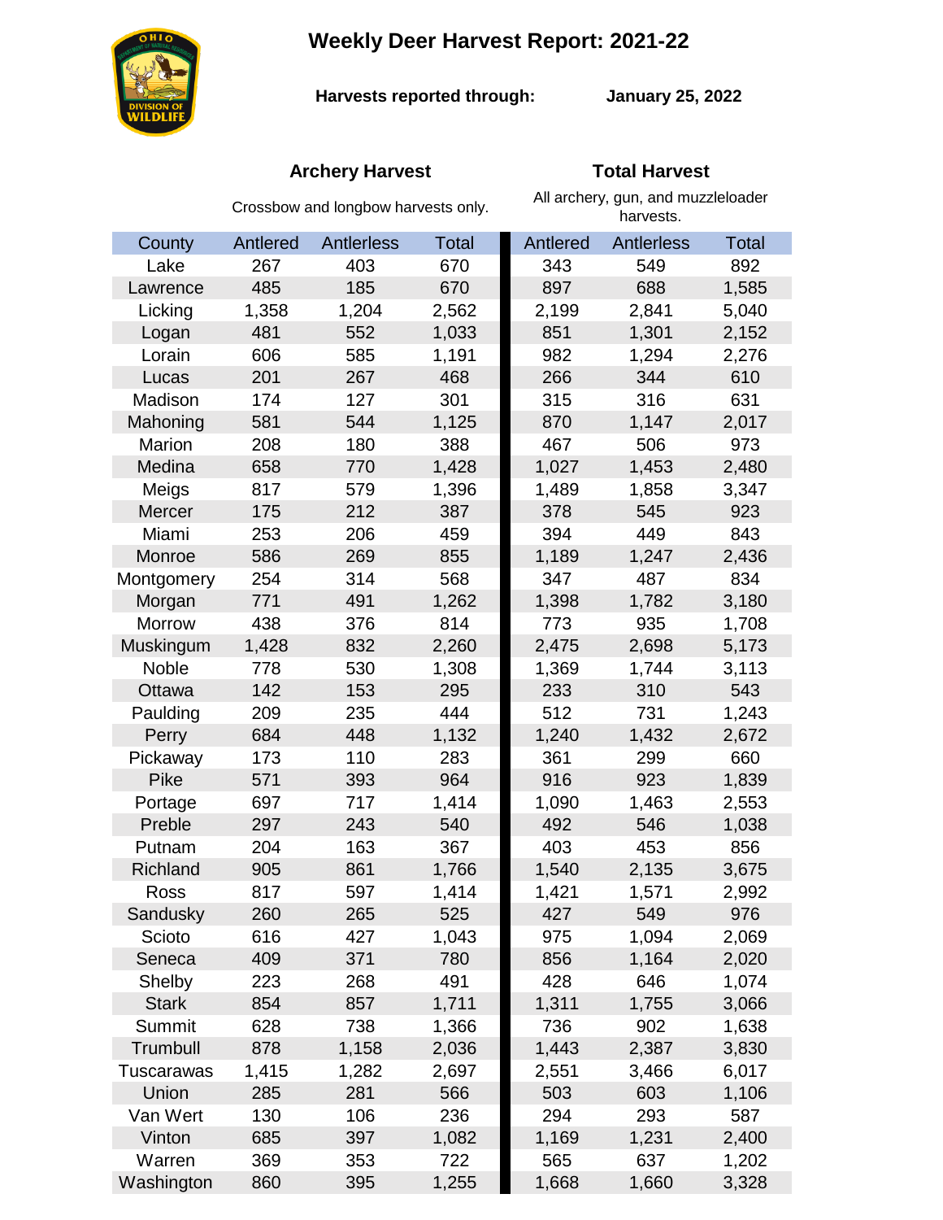# Weekly Deer Harvest Report: 2021-22

**Harvests reported through:** **January 25, 2022**

| County | Archery Harvest (Crossbow and longbow harvests only.) | | | Total Harvest (All archery, gun, and muzzleloader harvests.) | | |
|---|---|---|---|---|---|---|
| | Antlered | Antlerless | Total | Antlered | Antlerless | Total |
| Lake | 267 | 403 | 670 | 343 | 549 | 892 |
| Lawrence | 485 | 185 | 670 | 897 | 688 | 1,585 |
| Licking | 1,358 | 1,204 | 2,562 | 2,199 | 2,841 | 5,040 |
| Logan | 481 | 552 | 1,033 | 851 | 1,301 | 2,152 |
| Lorain | 606 | 585 | 1,191 | 982 | 1,294 | 2,276 |
| Lucas | 201 | 267 | 468 | 266 | 344 | 610 |
| Madison | 174 | 127 | 301 | 315 | 316 | 631 |
| Mahoning | 581 | 544 | 1,125 | 870 | 1,147 | 2,017 |
| Marion | 208 | 180 | 388 | 467 | 506 | 973 |
| Medina | 658 | 770 | 1,428 | 1,027 | 1,453 | 2,480 |
| Meigs | 817 | 579 | 1,396 | 1,489 | 1,858 | 3,347 |
| Mercer | 175 | 212 | 387 | 378 | 545 | 923 |
| Miami | 253 | 206 | 459 | 394 | 449 | 843 |
| Monroe | 586 | 269 | 855 | 1,189 | 1,247 | 2,436 |
| Montgomery | 254 | 314 | 568 | 347 | 487 | 834 |
| Morgan | 771 | 491 | 1,262 | 1,398 | 1,782 | 3,180 |
| Morrow | 438 | 376 | 814 | 773 | 935 | 1,708 |
| Muskingum | 1,428 | 832 | 2,260 | 2,475 | 2,698 | 5,173 |
| Noble | 778 | 530 | 1,308 | 1,369 | 1,744 | 3,113 |
| Ottawa | 142 | 153 | 295 | 233 | 310 | 543 |
| Paulding | 209 | 235 | 444 | 512 | 731 | 1,243 |
| Perry | 684 | 448 | 1,132 | 1,240 | 1,432 | 2,672 |
| Pickaway | 173 | 110 | 283 | 361 | 299 | 660 |
| Pike | 571 | 393 | 964 | 916 | 923 | 1,839 |
| Portage | 697 | 717 | 1,414 | 1,090 | 1,463 | 2,553 |
| Preble | 297 | 243 | 540 | 492 | 546 | 1,038 |
| Putnam | 204 | 163 | 367 | 403 | 453 | 856 |
| Richland | 905 | 861 | 1,766 | 1,540 | 2,135 | 3,675 |
| Ross | 817 | 597 | 1,414 | 1,421 | 1,571 | 2,992 |
| Sandusky | 260 | 265 | 525 | 427 | 549 | 976 |
| Scioto | 616 | 427 | 1,043 | 975 | 1,094 | 2,069 |
| Seneca | 409 | 371 | 780 | 856 | 1,164 | 2,020 |
| Shelby | 223 | 268 | 491 | 428 | 646 | 1,074 |
| Stark | 854 | 857 | 1,711 | 1,311 | 1,755 | 3,066 |
| Summit | 628 | 738 | 1,366 | 736 | 902 | 1,638 |
| Trumbull | 878 | 1,158 | 2,036 | 1,443 | 2,387 | 3,830 |
| Tuscarawas | 1,415 | 1,282 | 2,697 | 2,551 | 3,466 | 6,017 |
| Union | 285 | 281 | 566 | 503 | 603 | 1,106 |
| Van Wert | 130 | 106 | 236 | 294 | 293 | 587 |
| Vinton | 685 | 397 | 1,082 | 1,169 | 1,231 | 2,400 |
| Warren | 369 | 353 | 722 | 565 | 637 | 1,202 |
| Washington | 860 | 395 | 1,255 | 1,668 | 1,660 | 3,328 |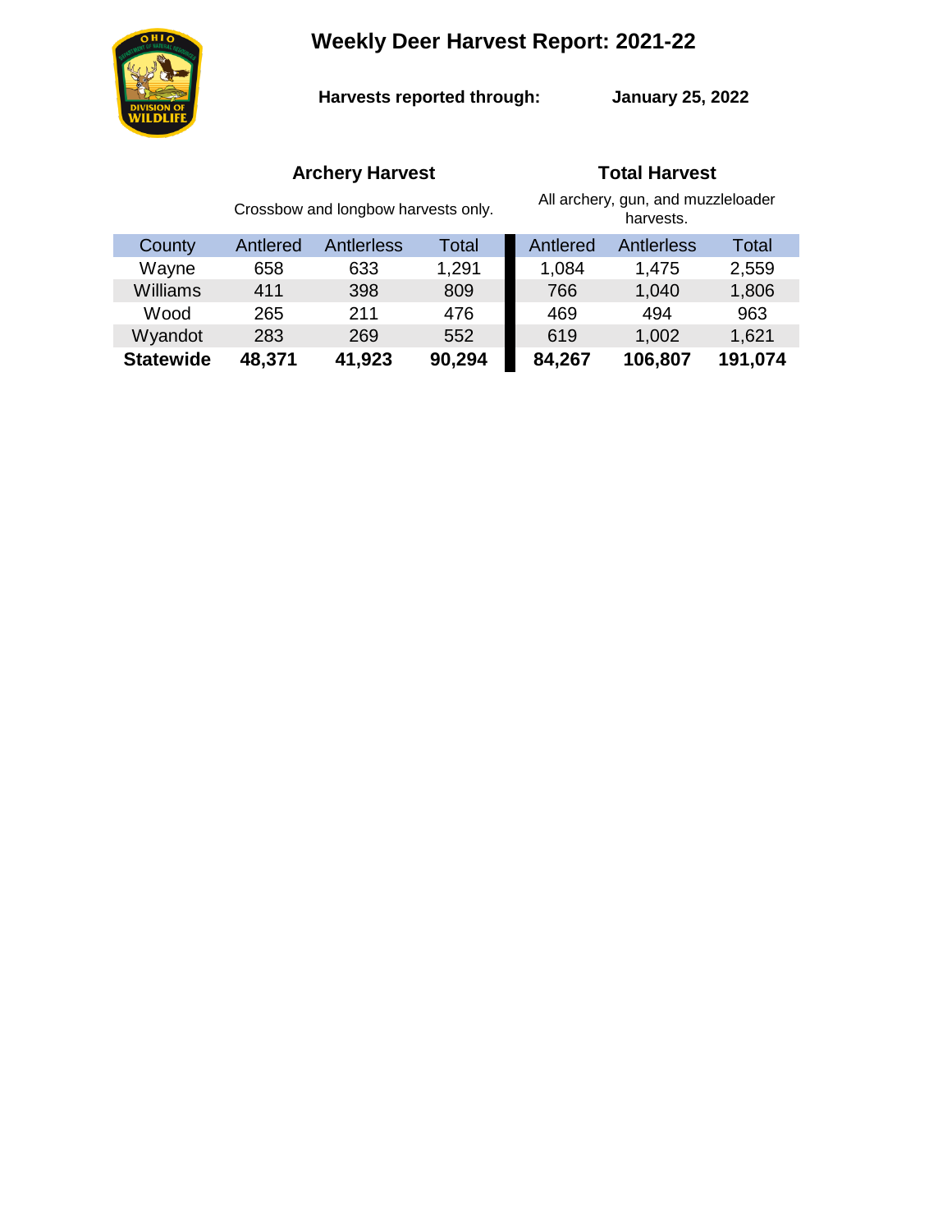# Weekly Deer Harvest Report: 2021-22

**Harvests reported through:** **January 25, 2022**

| | Archery Harvest | | | Total Harvest | | |
|---|---|---|---|---|---|---|
| | Crossbow and longbow harvests only. | | | All archery, gun, and muzzleloader harvests. | | |
| County | Antlered | Antlerless | Total | Antlered | Antlerless | Total |
| Wayne | 658 | 633 | 1,291 | 1,084 | 1,475 | 2,559 |
| Williams | 411 | 398 | 809 | 766 | 1,040 | 1,806 |
| Wood | 265 | 211 | 476 | 469 | 494 | 963 |
| Wyandot | 283 | 269 | 552 | 619 | 1,002 | 1,621 |
| **Statewide** | **48,371** | **41,923** | **90,294** | **84,267** | **106,807** | **191,074** |